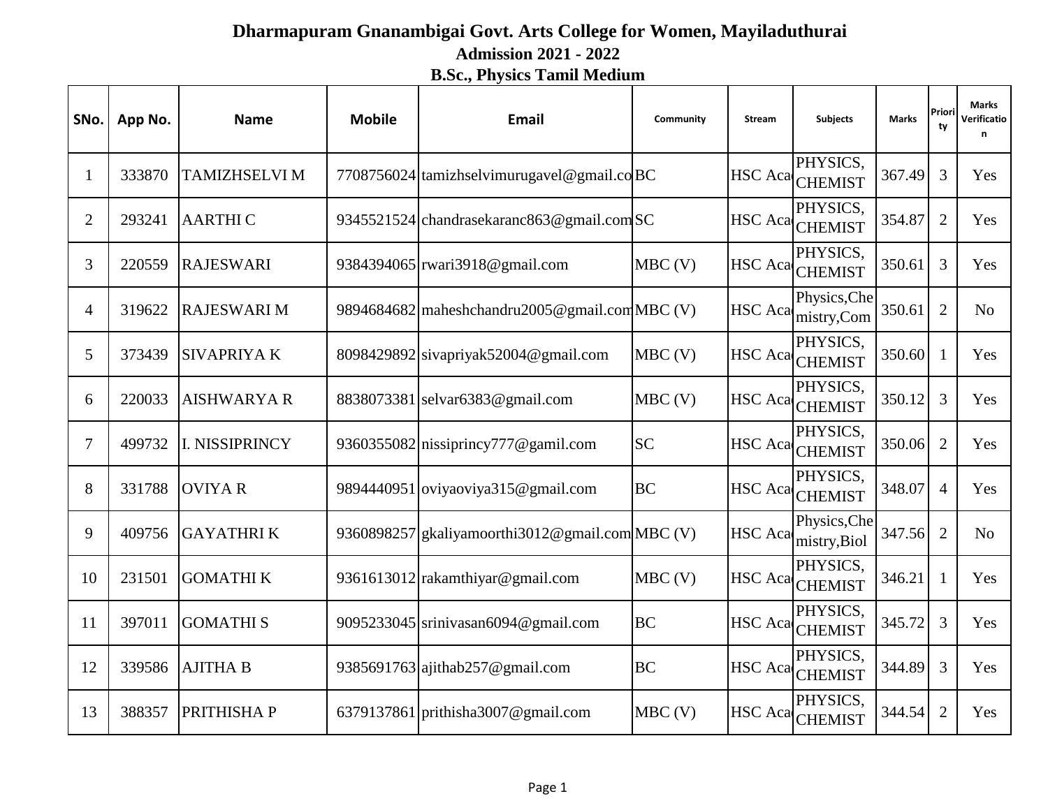# Dharmapuram Gnanambigai Govt. Arts College for Women, Mayiladuthurai

## Admission 2021 - 2022

### B.Sc., Physics Tamil Medium

| SNo. | App No. | Name | Mobile | Email | Community | Stream | Subjects | Marks | Priority | Marks Verification |
|---|---|---|---|---|---|---|---|---|---|---|
| 1 | 333870 | TAMIZHSELVI M | 7708756024 | tamizhselvimurugavel@gmail.co | BC | HSC Aca | PHYSICS, CHEMIST | 367.49 | 3 | Yes |
| 2 | 293241 | AARTHI C | 9345521524 | chandrasekaranc863@gmail.com | SC | HSC Aca | PHYSICS, CHEMIST | 354.87 | 2 | Yes |
| 3 | 220559 | RAJESWARI | 9384394065 | rwari3918@gmail.com | MBC (V) | HSC Aca | PHYSICS, CHEMIST | 350.61 | 3 | Yes |
| 4 | 319622 | RAJESWARI M | 9894684682 | maheshchandru2005@gmail.com | MBC (V) | HSC Aca | Physics,Chemistry,Com | 350.61 | 2 | No |
| 5 | 373439 | SIVAPRIYA K | 8098429892 | sivapriyak52004@gmail.com | MBC (V) | HSC Aca | PHYSICS, CHEMIST | 350.60 | 1 | Yes |
| 6 | 220033 | AISHWARYA R | 8838073381 | selvar6383@gmail.com | MBC (V) | HSC Aca | PHYSICS, CHEMIST | 350.12 | 3 | Yes |
| 7 | 499732 | I. NISSIPRINCY | 9360355082 | nissiprincy777@gamil.com | SC | HSC Aca | PHYSICS, CHEMIST | 350.06 | 2 | Yes |
| 8 | 331788 | OVIYA R | 9894440951 | oviyaoviya315@gmail.com | BC | HSC Aca | PHYSICS, CHEMIST | 348.07 | 4 | Yes |
| 9 | 409756 | GAYATHRI K | 9360898257 | gkaliyamoorthi3012@gmail.com | MBC (V) | HSC Aca | Physics,Chemistry,Biol | 347.56 | 2 | No |
| 10 | 231501 | GOMATHI K | 9361613012 | rakamthiyar@gmail.com | MBC (V) | HSC Aca | PHYSICS, CHEMIST | 346.21 | 1 | Yes |
| 11 | 397011 | GOMATHI S | 9095233045 | srinivasan6094@gmail.com | BC | HSC Aca | PHYSICS, CHEMIST | 345.72 | 3 | Yes |
| 12 | 339586 | AJITHA B | 9385691763 | ajithab257@gmail.com | BC | HSC Aca | PHYSICS, CHEMIST | 344.89 | 3 | Yes |
| 13 | 388357 | PRITHISHA P | 6379137861 | prithisha3007@gmail.com | MBC (V) | HSC Aca | PHYSICS, CHEMIST | 344.54 | 2 | Yes |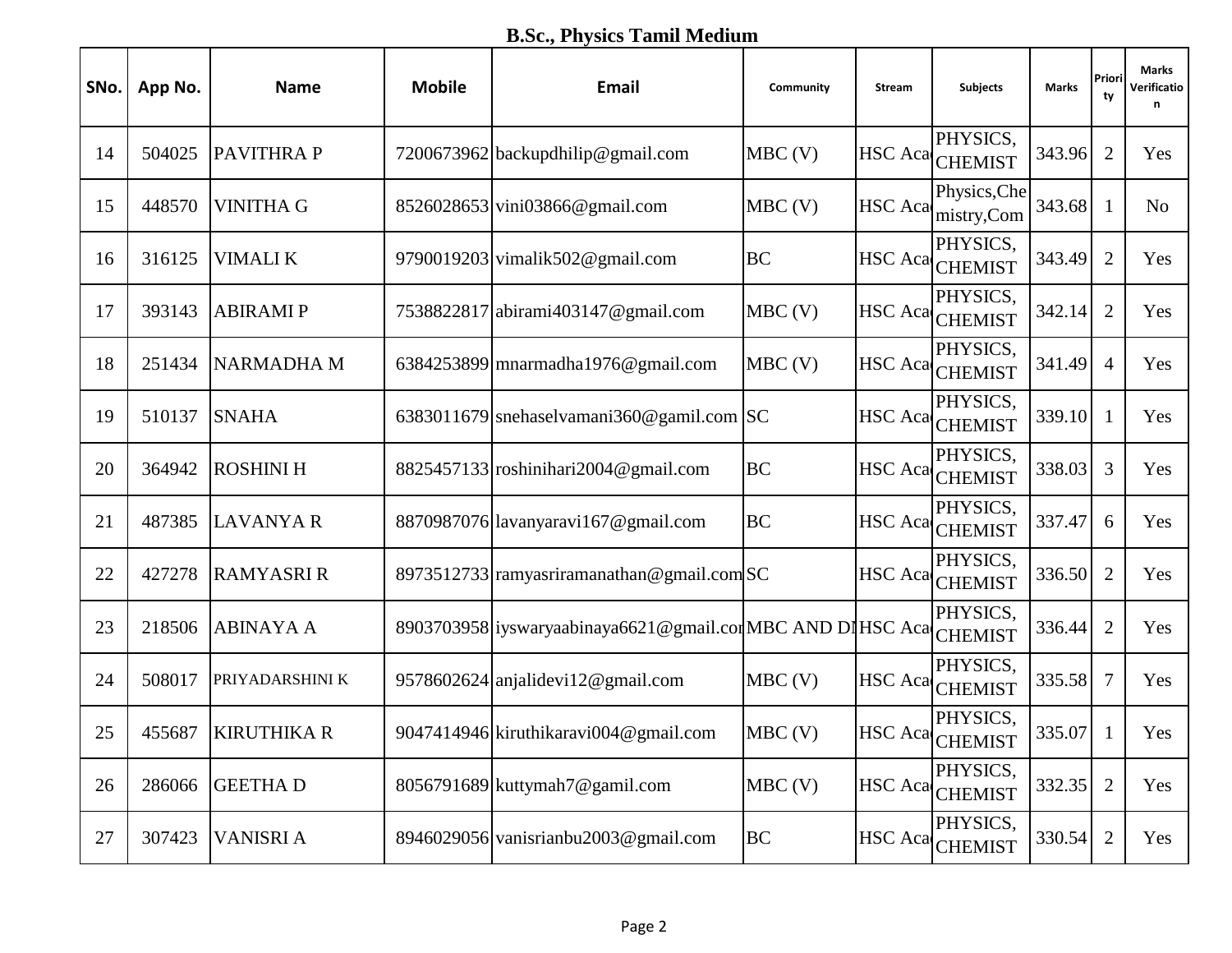## B.Sc., Physics Tamil Medium

| SNo. | App No. | Name | Mobile | Email | Community | Stream | Subjects | Marks | Priority | Marks Verification |
|---|---|---|---|---|---|---|---|---|---|---|
| 14 | 504025 | PAVITHRA P | 7200673962 | backupdhilip@gmail.com | MBC (V) | HSC Aca | PHYSICS, CHEMIST | 343.96 | 2 | Yes |
| 15 | 448570 | VINITHA G | 8526028653 | vini03866@gmail.com | MBC (V) | HSC Aca | Physics,Chemistry,Com | 343.68 | 1 | No |
| 16 | 316125 | VIMALI K | 9790019203 | vimalik502@gmail.com | BC | HSC Aca | PHYSICS, CHEMIST | 343.49 | 2 | Yes |
| 17 | 393143 | ABIRAMI P | 7538822817 | abirami403147@gmail.com | MBC (V) | HSC Aca | PHYSICS, CHEMIST | 342.14 | 2 | Yes |
| 18 | 251434 | NARMADHA M | 6384253899 | mnarmadha1976@gmail.com | MBC (V) | HSC Aca | PHYSICS, CHEMIST | 341.49 | 4 | Yes |
| 19 | 510137 | SNAHA | 6383011679 | snehaselvamani360@gamil.com | SC | HSC Aca | PHYSICS, CHEMIST | 339.10 | 1 | Yes |
| 20 | 364942 | ROSHINI H | 8825457133 | roshinihari2004@gmail.com | BC | HSC Aca | PHYSICS, CHEMIST | 338.03 | 3 | Yes |
| 21 | 487385 | LAVANYA R | 8870987076 | lavanyaravi167@gmail.com | BC | HSC Aca | PHYSICS, CHEMIST | 337.47 | 6 | Yes |
| 22 | 427278 | RAMYASRI R | 8973512733 | ramyasriramanathan@gmail.com | SC | HSC Aca | PHYSICS, CHEMIST | 336.50 | 2 | Yes |
| 23 | 218506 | ABINAYA A | 8903703958 | iyswaryaabinaya6621@gmail.cor | MBC AND DI | HSC Aca | PHYSICS, CHEMIST | 336.44 | 2 | Yes |
| 24 | 508017 | PRIYADARSHINI K | 9578602624 | anjalidevi12@gmail.com | MBC (V) | HSC Aca | PHYSICS, CHEMIST | 335.58 | 7 | Yes |
| 25 | 455687 | KIRUTHIKA R | 9047414946 | kiruthikaravi004@gmail.com | MBC (V) | HSC Aca | PHYSICS, CHEMIST | 335.07 | 1 | Yes |
| 26 | 286066 | GEETHA D | 8056791689 | kuttymah7@gamil.com | MBC (V) | HSC Aca | PHYSICS, CHEMIST | 332.35 | 2 | Yes |
| 27 | 307423 | VANISRI A | 8946029056 | vanisrianbu2003@gmail.com | BC | HSC Aca | PHYSICS, CHEMIST | 330.54 | 2 | Yes |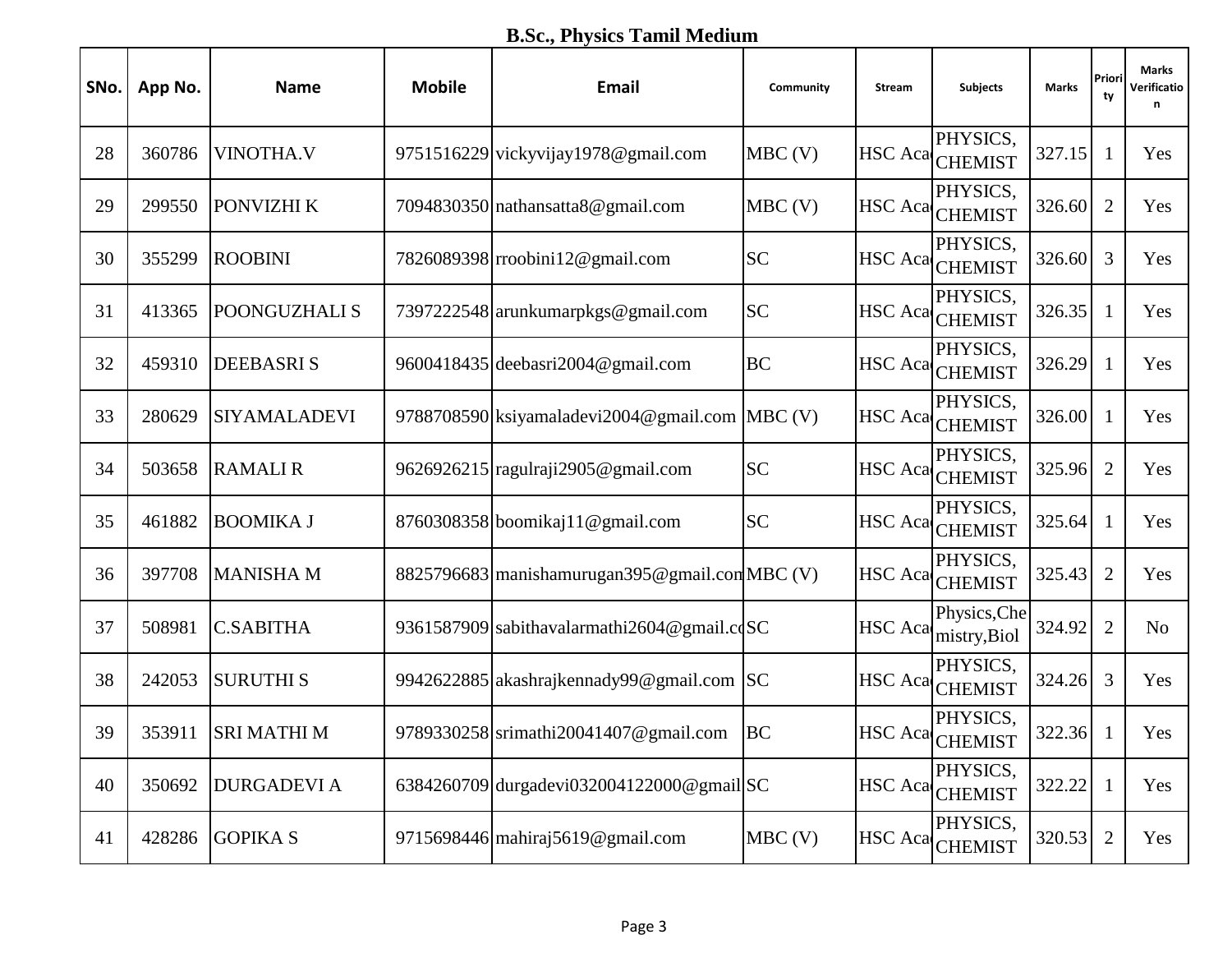## B.Sc., Physics Tamil Medium

| SNo. | App No. | Name | Mobile | Email | Community | Stream | Subjects | Marks | Priority | Marks Verification |
|---|---|---|---|---|---|---|---|---|---|---|
| 28 | 360786 | VINOTHA.V | 9751516229 | vickyvijay1978@gmail.com | MBC (V) | HSC Aca | PHYSICS, CHEMIST | 327.15 | 1 | Yes |
| 29 | 299550 | PONVIZHI K | 7094830350 | nathansatta8@gmail.com | MBC (V) | HSC Aca | PHYSICS, CHEMIST | 326.60 | 2 | Yes |
| 30 | 355299 | ROOBINI | 7826089398 | rroobini12@gmail.com | SC | HSC Aca | PHYSICS, CHEMIST | 326.60 | 3 | Yes |
| 31 | 413365 | POONGUZHALI S | 7397222548 | arunkumarpkgs@gmail.com | SC | HSC Aca | PHYSICS, CHEMIST | 326.35 | 1 | Yes |
| 32 | 459310 | DEEBASRI S | 9600418435 | deebasri2004@gmail.com | BC | HSC Aca | PHYSICS, CHEMIST | 326.29 | 1 | Yes |
| 33 | 280629 | SIYAMALADEVI | 9788708590 | ksiyamaladevi2004@gmail.com | MBC (V) | HSC Aca | PHYSICS, CHEMIST | 326.00 | 1 | Yes |
| 34 | 503658 | RAMALI R | 9626926215 | ragulraji2905@gmail.com | SC | HSC Aca | PHYSICS, CHEMIST | 325.96 | 2 | Yes |
| 35 | 461882 | BOOMIKA J | 8760308358 | boomikaj11@gmail.com | SC | HSC Aca | PHYSICS, CHEMIST | 325.64 | 1 | Yes |
| 36 | 397708 | MANISHA M | 8825796683 | manishamurugan395@gmail.com | MBC (V) | HSC Aca | PHYSICS, CHEMIST | 325.43 | 2 | Yes |
| 37 | 508981 | C.SABITHA | 9361587909 | sabithavalarmathi2604@gmail.co | SC | HSC Aca | Physics,Chemistry,Biol | 324.92 | 2 | No |
| 38 | 242053 | SURUTHI S | 9942622885 | akashrajkennady99@gmail.com | SC | HSC Aca | PHYSICS, CHEMIST | 324.26 | 3 | Yes |
| 39 | 353911 | SRI MATHI M | 9789330258 | srimathi20041407@gmail.com | BC | HSC Aca | PHYSICS, CHEMIST | 322.36 | 1 | Yes |
| 40 | 350692 | DURGADEVI A | 6384260709 | durgadevi032004122000@gmail | SC | HSC Aca | PHYSICS, CHEMIST | 322.22 | 1 | Yes |
| 41 | 428286 | GOPIKA S | 9715698446 | mahiraj5619@gmail.com | MBC (V) | HSC Aca | PHYSICS, CHEMIST | 320.53 | 2 | Yes |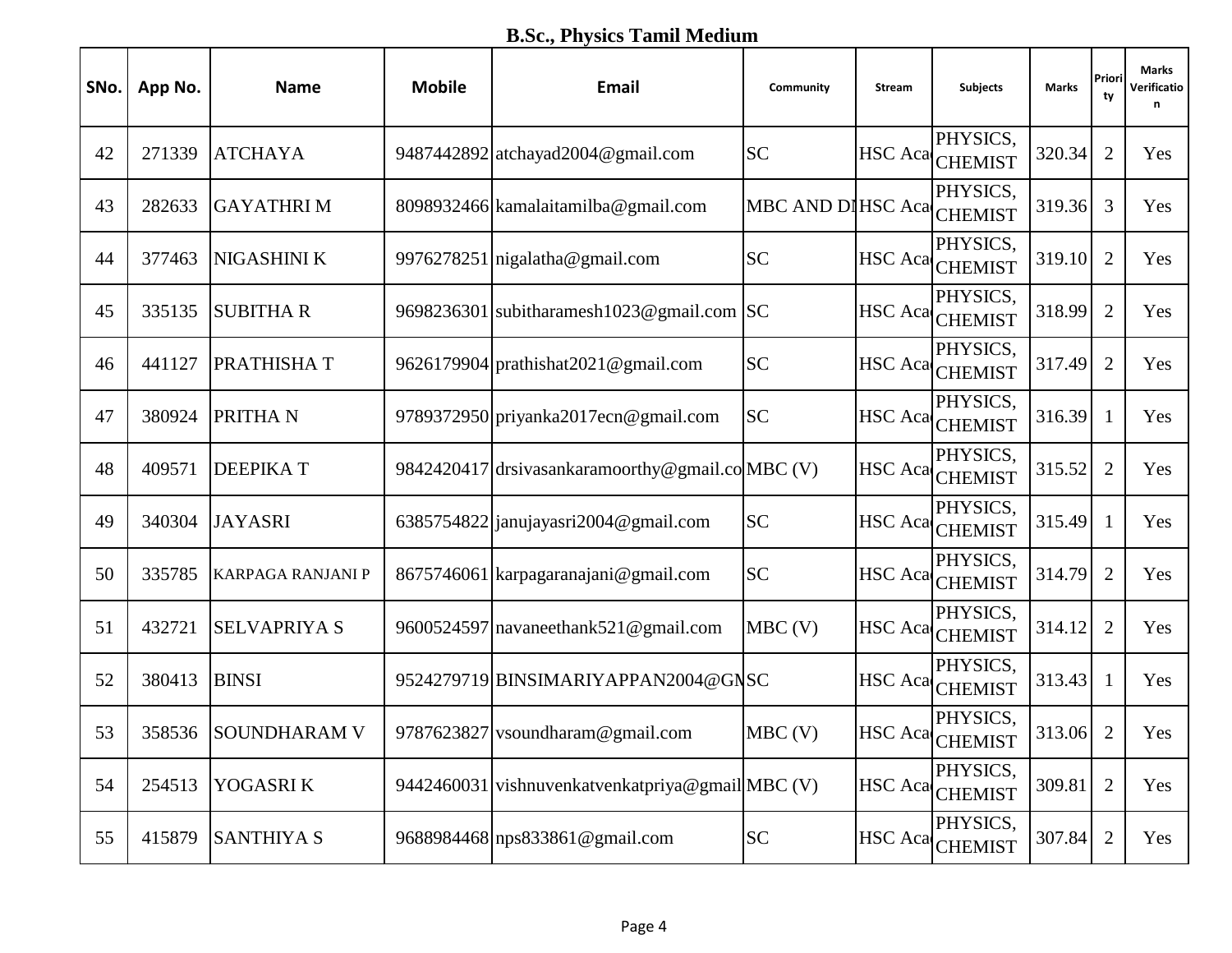# B.Sc., Physics Tamil Medium

| SNo. | App No. | Name | Mobile | Email | Community | Stream | Subjects | Marks | Priority | Marks Verification |
|---|---|---|---|---|---|---|---|---|---|---|
| 42 | 271339 | ATCHAYA | 9487442892 | atchayad2004@gmail.com | SC | HSC Aca | PHYSICS, CHEMIST | 320.34 | 2 | Yes |
| 43 | 282633 | GAYATHRI M | 8098932466 | kamalaitamilba@gmail.com | MBC AND DI | HSC Aca | PHYSICS, CHEMIST | 319.36 | 3 | Yes |
| 44 | 377463 | NIGASHINI K | 9976278251 | nigalatha@gmail.com | SC | HSC Aca | PHYSICS, CHEMIST | 319.10 | 2 | Yes |
| 45 | 335135 | SUBITHA R | 9698236301 | subitharamesh1023@gmail.com | SC | HSC Aca | PHYSICS, CHEMIST | 318.99 | 2 | Yes |
| 46 | 441127 | PRATHISHA T | 9626179904 | prathishat2021@gmail.com | SC | HSC Aca | PHYSICS, CHEMIST | 317.49 | 2 | Yes |
| 47 | 380924 | PRITHA N | 9789372950 | priyanka2017ecn@gmail.com | SC | HSC Aca | PHYSICS, CHEMIST | 316.39 | 1 | Yes |
| 48 | 409571 | DEEPIKA T | 9842420417 | drsivasankaramoorthy@gmail.co | MBC (V) | HSC Aca | PHYSICS, CHEMIST | 315.52 | 2 | Yes |
| 49 | 340304 | JAYASRI | 6385754822 | janujayasri2004@gmail.com | SC | HSC Aca | PHYSICS, CHEMIST | 315.49 | 1 | Yes |
| 50 | 335785 | KARPAGA RANJANI P | 8675746061 | karpagaranajani@gmail.com | SC | HSC Aca | PHYSICS, CHEMIST | 314.79 | 2 | Yes |
| 51 | 432721 | SELVAPRIYA S | 9600524597 | navaneethank521@gmail.com | MBC (V) | HSC Aca | PHYSICS, CHEMIST | 314.12 | 2 | Yes |
| 52 | 380413 | BINSI | 9524279719 | BINSIMARIYAPPAN2004@GM | SC | HSC Aca | PHYSICS, CHEMIST | 313.43 | 1 | Yes |
| 53 | 358536 | SOUNDHARAM V | 9787623827 | vsoundharam@gmail.com | MBC (V) | HSC Aca | PHYSICS, CHEMIST | 313.06 | 2 | Yes |
| 54 | 254513 | YOGASRI K | 9442460031 | vishnuvenkatvenkatpriya@gmail | MBC (V) | HSC Aca | PHYSICS, CHEMIST | 309.81 | 2 | Yes |
| 55 | 415879 | SANTHIYA S | 9688984468 | nps833861@gmail.com | SC | HSC Aca | PHYSICS, CHEMIST | 307.84 | 2 | Yes |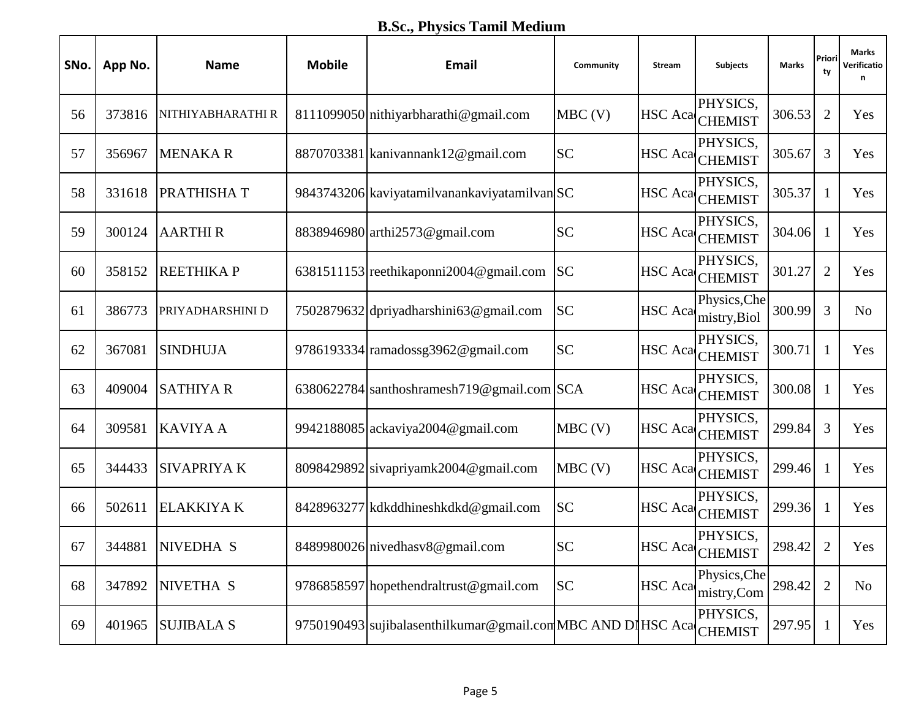## B.Sc., Physics Tamil Medium

| SNo. | App No. | Name | Mobile | Email | Community | Stream | Subjects | Marks | Priority | Marks Verification |
|---|---|---|---|---|---|---|---|---|---|---|
| 56 | 373816 | NITHIYABHARATHI R | 8111099050 | nithiyarbharathi@gmail.com | MBC (V) | HSC Aca | PHYSICS, CHEMIST | 306.53 | 2 | Yes |
| 57 | 356967 | MENAKA R | 8870703381 | kanivannank12@gmail.com | SC | HSC Aca | PHYSICS, CHEMIST | 305.67 | 3 | Yes |
| 58 | 331618 | PRATHISHA T | 9843743206 | kaviyatamilvanankaviyatamilvan | SC | HSC Aca | PHYSICS, CHEMIST | 305.37 | 1 | Yes |
| 59 | 300124 | AARTHI R | 8838946980 | arthi2573@gmail.com | SC | HSC Aca | PHYSICS, CHEMIST | 304.06 | 1 | Yes |
| 60 | 358152 | REETHIKA P | 6381511153 | reethikaponni2004@gmail.com | SC | HSC Aca | PHYSICS, CHEMIST | 301.27 | 2 | Yes |
| 61 | 386773 | PRIYADHARSHINI D | 7502879632 | dpriyadharshini63@gmail.com | SC | HSC Aca | Physics,Chemistry,Biol | 300.99 | 3 | No |
| 62 | 367081 | SINDHUJA | 9786193334 | ramadossg3962@gmail.com | SC | HSC Aca | PHYSICS, CHEMIST | 300.71 | 1 | Yes |
| 63 | 409004 | SATHIYA R | 6380622784 | santhoshramesh719@gmail.com | SCA | HSC Aca | PHYSICS, CHEMIST | 300.08 | 1 | Yes |
| 64 | 309581 | KAVIYA A | 9942188085 | ackaviya2004@gmail.com | MBC (V) | HSC Aca | PHYSICS, CHEMIST | 299.84 | 3 | Yes |
| 65 | 344433 | SIVAPRIYA K | 8098429892 | sivapriyamk2004@gmail.com | MBC (V) | HSC Aca | PHYSICS, CHEMIST | 299.46 | 1 | Yes |
| 66 | 502611 | ELAKKIYA K | 8428963277 | kdkddhineshkdkd@gmail.com | SC | HSC Aca | PHYSICS, CHEMIST | 299.36 | 1 | Yes |
| 67 | 344881 | NIVEDHA S | 8489980026 | nivedhasv8@gmail.com | SC | HSC Aca | PHYSICS, CHEMIST | 298.42 | 2 | Yes |
| 68 | 347892 | NIVETHA S | 9786858597 | hopethendraltrust@gmail.com | SC | HSC Aca | Physics,Chemistry,Com | 298.42 | 2 | No |
| 69 | 401965 | SUJIBALA S | 9750190493 | sujibalasenthilkumar@gmail.com | MBC AND DI | HSC Aca | PHYSICS, CHEMIST | 297.95 | 1 | Yes |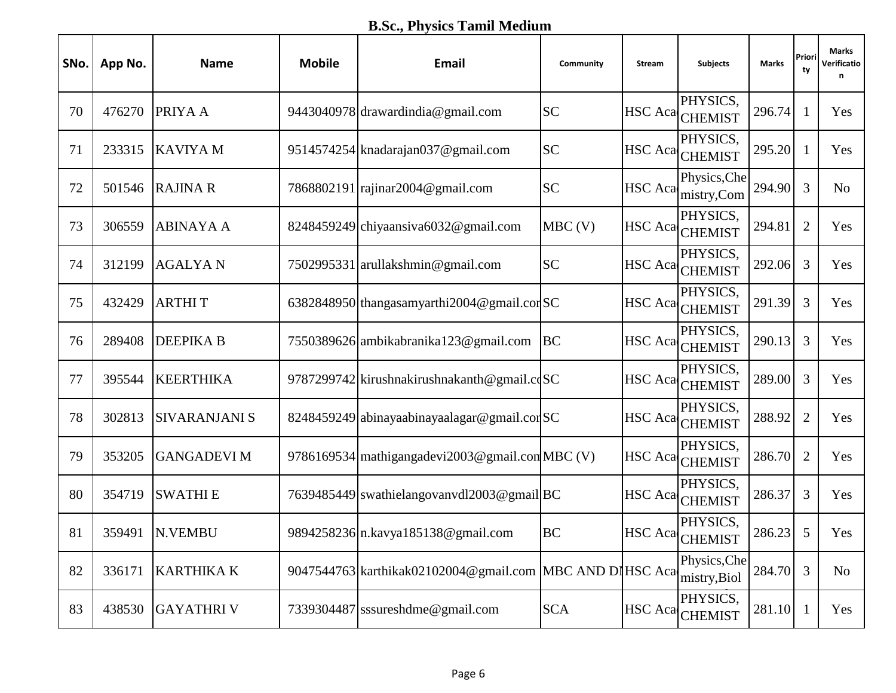## B.Sc., Physics Tamil Medium

| SNo. | App No. | Name | Mobile | Email | Community | Stream | Subjects | Marks | Priority | Marks Verification |
|---|---|---|---|---|---|---|---|---|---|---|
| 70 | 476270 | PRIYA A | 9443040978 | drawardindia@gmail.com | SC | HSC Aca | PHYSICS, CHEMIST | 296.74 | 1 | Yes |
| 71 | 233315 | KAVIYA M | 9514574254 | knadarajan037@gmail.com | SC | HSC Aca | PHYSICS, CHEMIST | 295.20 | 1 | Yes |
| 72 | 501546 | RAJINA R | 7868802191 | rajinar2004@gmail.com | SC | HSC Aca | Physics,Chemistry,Com | 294.90 | 3 | No |
| 73 | 306559 | ABINAYA A | 8248459249 | chiyaansiva6032@gmail.com | MBC (V) | HSC Aca | PHYSICS, CHEMIST | 294.81 | 2 | Yes |
| 74 | 312199 | AGALYA N | 7502995331 | arullakshmin@gmail.com | SC | HSC Aca | PHYSICS, CHEMIST | 292.06 | 3 | Yes |
| 75 | 432429 | ARTHI T | 6382848950 | thangasamyarthi2004@gmail.con | SC | HSC Aca | PHYSICS, CHEMIST | 291.39 | 3 | Yes |
| 76 | 289408 | DEEPIKA B | 7550389626 | ambikabranika123@gmail.com | BC | HSC Aca | PHYSICS, CHEMIST | 290.13 | 3 | Yes |
| 77 | 395544 | KEERTHIKA | 9787299742 | kirushnakirushnakanth@gmail.co | SC | HSC Aca | PHYSICS, CHEMIST | 289.00 | 3 | Yes |
| 78 | 302813 | SIVARANJANI S | 8248459249 | abinayaabinayaalagar@gmail.con | SC | HSC Aca | PHYSICS, CHEMIST | 288.92 | 2 | Yes |
| 79 | 353205 | GANGADEVI M | 9786169534 | mathigangadevi2003@gmail.con | MBC (V) | HSC Aca | PHYSICS, CHEMIST | 286.70 | 2 | Yes |
| 80 | 354719 | SWATHI E | 7639485449 | swathielangovanvdl2003@gmail | BC | HSC Aca | PHYSICS, CHEMIST | 286.37 | 3 | Yes |
| 81 | 359491 | N.VEMBU | 9894258236 | n.kavya185138@gmail.com | BC | HSC Aca | PHYSICS, CHEMIST | 286.23 | 5 | Yes |
| 82 | 336171 | KARTHIKA K | 9047544763 | karthikak02102004@gmail.com | MBC AND DI | HSC Aca | Physics,Chemistry,Biol | 284.70 | 3 | No |
| 83 | 438530 | GAYATHRI V | 7339304487 | sssureshdme@gmail.com | SCA | HSC Aca | PHYSICS, CHEMIST | 281.10 | 1 | Yes |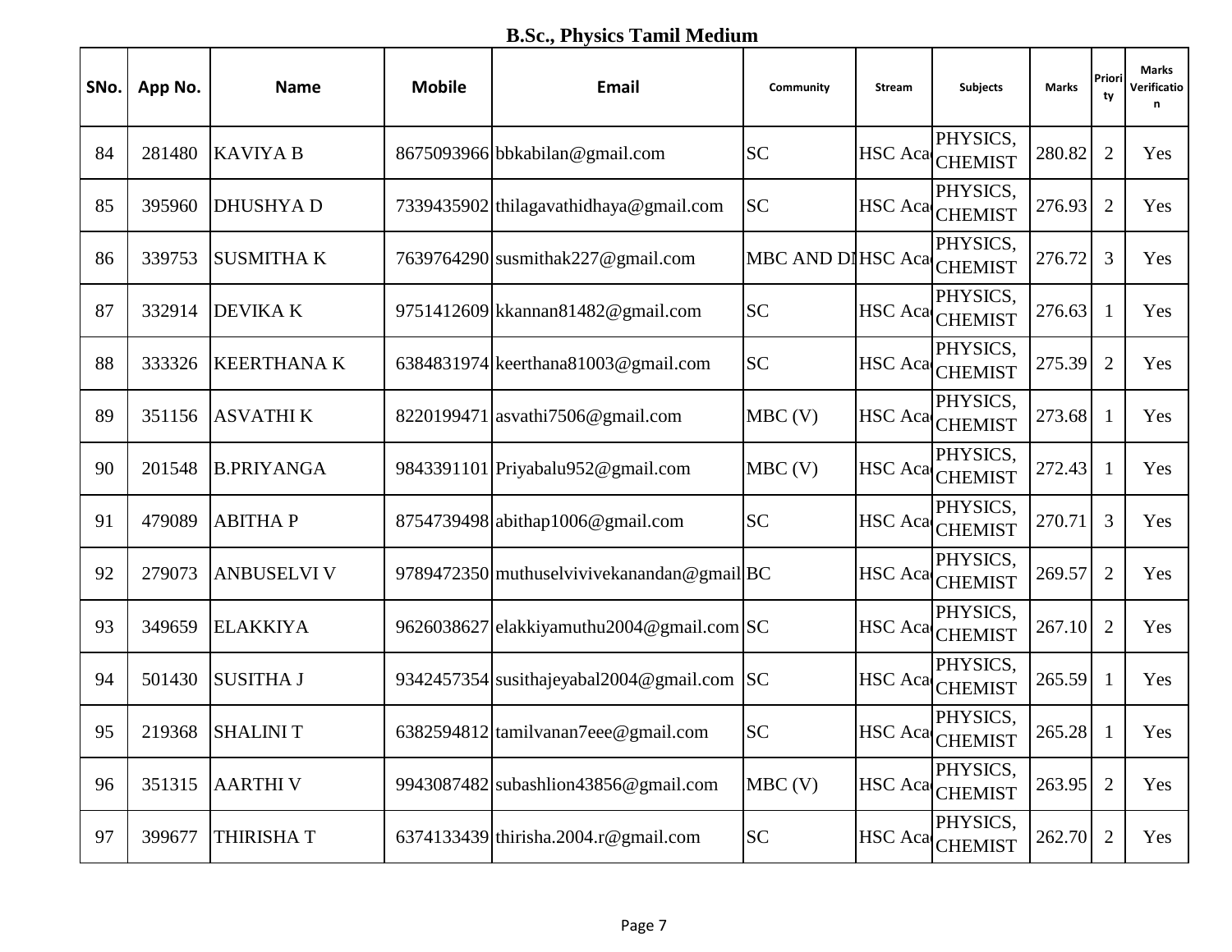## B.Sc., Physics Tamil Medium

| SNo. | App No. | Name | Mobile | Email | Community | Stream | Subjects | Marks | Priority | Marks Verification |
|---|---|---|---|---|---|---|---|---|---|---|
| 84 | 281480 | KAVIYA B | 8675093966 | bbkabilan@gmail.com | SC | HSC Aca | PHYSICS, CHEMIST | 280.82 | 2 | Yes |
| 85 | 395960 | DHUSHYA D | 7339435902 | thilagavathidhaya@gmail.com | SC | HSC Aca | PHYSICS, CHEMIST | 276.93 | 2 | Yes |
| 86 | 339753 | SUSMITHA K | 7639764290 | susmithak227@gmail.com | MBC AND DI | HSC Aca | PHYSICS, CHEMIST | 276.72 | 3 | Yes |
| 87 | 332914 | DEVIKA K | 9751412609 | kkannan81482@gmail.com | SC | HSC Aca | PHYSICS, CHEMIST | 276.63 | 1 | Yes |
| 88 | 333326 | KEERTHANA K | 6384831974 | keerthana81003@gmail.com | SC | HSC Aca | PHYSICS, CHEMIST | 275.39 | 2 | Yes |
| 89 | 351156 | ASVATHI K | 8220199471 | asvathi7506@gmail.com | MBC (V) | HSC Aca | PHYSICS, CHEMIST | 273.68 | 1 | Yes |
| 90 | 201548 | B.PRIYANGA | 9843391101 | Priyabalu952@gmail.com | MBC (V) | HSC Aca | PHYSICS, CHEMIST | 272.43 | 1 | Yes |
| 91 | 479089 | ABITHA P | 8754739498 | abithap1006@gmail.com | SC | HSC Aca | PHYSICS, CHEMIST | 270.71 | 3 | Yes |
| 92 | 279073 | ANBUSELVI V | 9789472350 | muthuselvivivekanandan@gmail | BC | HSC Aca | PHYSICS, CHEMIST | 269.57 | 2 | Yes |
| 93 | 349659 | ELAKKIYA | 9626038627 | elakkiyamuthu2004@gmail.com | SC | HSC Aca | PHYSICS, CHEMIST | 267.10 | 2 | Yes |
| 94 | 501430 | SUSITHA J | 9342457354 | susithajeyabal2004@gmail.com | SC | HSC Aca | PHYSICS, CHEMIST | 265.59 | 1 | Yes |
| 95 | 219368 | SHALINI T | 6382594812 | tamilvanan7eee@gmail.com | SC | HSC Aca | PHYSICS, CHEMIST | 265.28 | 1 | Yes |
| 96 | 351315 | AARTHI V | 9943087482 | subashlion43856@gmail.com | MBC (V) | HSC Aca | PHYSICS, CHEMIST | 263.95 | 2 | Yes |
| 97 | 399677 | THIRISHA T | 6374133439 | thirisha.2004.r@gmail.com | SC | HSC Aca | PHYSICS, CHEMIST | 262.70 | 2 | Yes |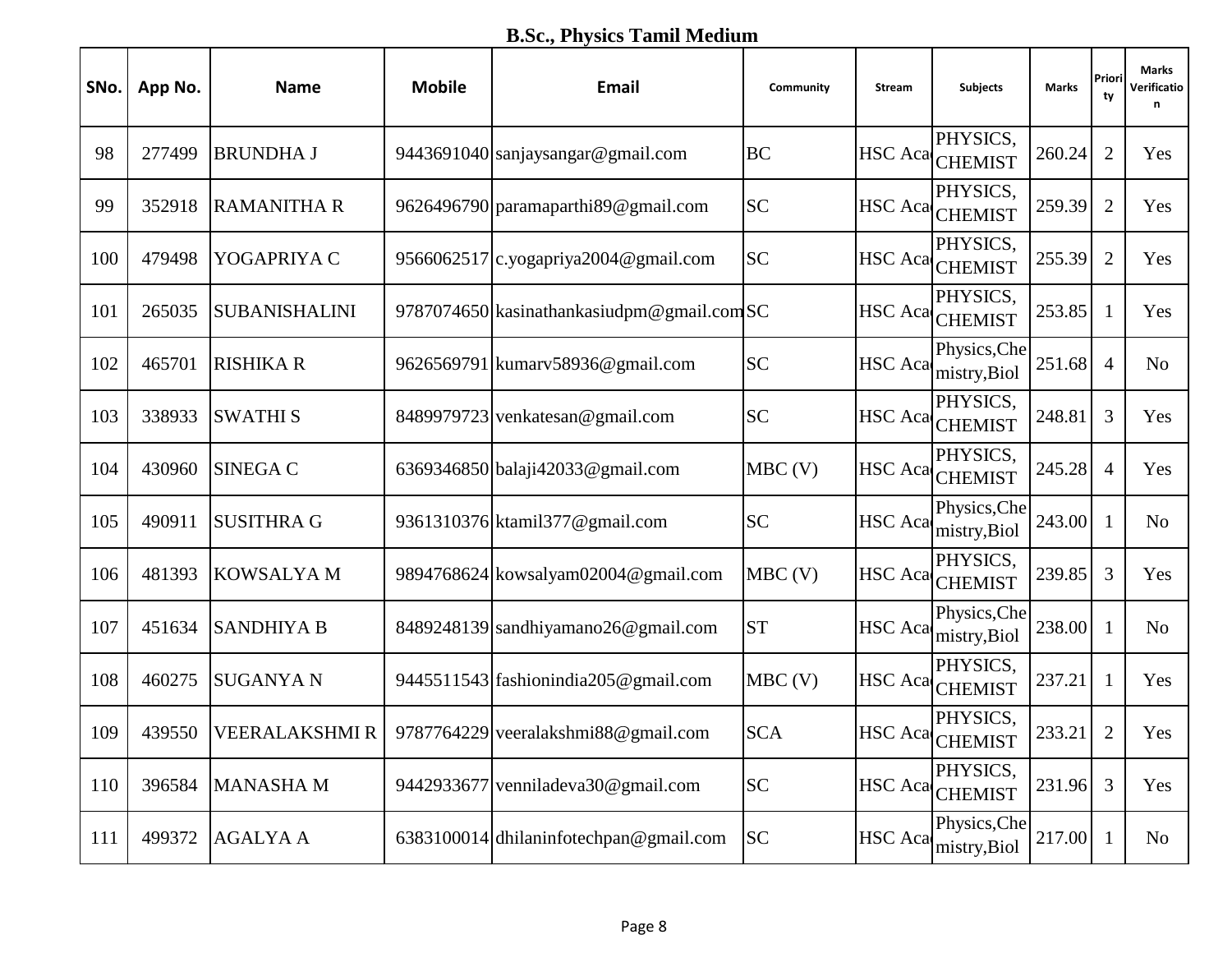**B.Sc., Physics Tamil Medium**

| SNo. | App No. | Name | Mobile | Email | Community | Stream | Subjects | Marks | Priority | Marks Verification |
|---|---|---|---|---|---|---|---|---|---|---|
| 98 | 277499 | BRUNDHA J | 9443691040 | sanjaysangar@gmail.com | BC | HSC Aca | PHYSICS, CHEMIST | 260.24 | 2 | Yes |
| 99 | 352918 | RAMANITHA R | 9626496790 | paramaparthi89@gmail.com | SC | HSC Aca | PHYSICS, CHEMIST | 259.39 | 2 | Yes |
| 100 | 479498 | YOGAPRIYA C | 9566062517 | c.yogapriya2004@gmail.com | SC | HSC Aca | PHYSICS, CHEMIST | 255.39 | 2 | Yes |
| 101 | 265035 | SUBANISHALINI | 9787074650 | kasinathankasiudpm@gmail.com | SC | HSC Aca | PHYSICS, CHEMIST | 253.85 | 1 | Yes |
| 102 | 465701 | RISHIKA R | 9626569791 | kumarv58936@gmail.com | SC | HSC Aca | Physics,Chemistry,Biol | 251.68 | 4 | No |
| 103 | 338933 | SWATHI S | 8489979723 | venkatesan@gmail.com | SC | HSC Aca | PHYSICS, CHEMIST | 248.81 | 3 | Yes |
| 104 | 430960 | SINEGA C | 6369346850 | balaji42033@gmail.com | MBC (V) | HSC Aca | PHYSICS, CHEMIST | 245.28 | 4 | Yes |
| 105 | 490911 | SUSITHRA G | 9361310376 | ktamil377@gmail.com | SC | HSC Aca | Physics,Chemistry,Biol | 243.00 | 1 | No |
| 106 | 481393 | KOWSALYA M | 9894768624 | kowsalyam02004@gmail.com | MBC (V) | HSC Aca | PHYSICS, CHEMIST | 239.85 | 3 | Yes |
| 107 | 451634 | SANDHIYA B | 8489248139 | sandhiyamano26@gmail.com | ST | HSC Aca | Physics,Chemistry,Biol | 238.00 | 1 | No |
| 108 | 460275 | SUGANYA N | 9445511543 | fashionindia205@gmail.com | MBC (V) | HSC Aca | PHYSICS, CHEMIST | 237.21 | 1 | Yes |
| 109 | 439550 | VEERALAKSHMI R | 9787764229 | veeralakshmi88@gmail.com | SCA | HSC Aca | PHYSICS, CHEMIST | 233.21 | 2 | Yes |
| 110 | 396584 | MANASHA M | 9442933677 | venniladeva30@gmail.com | SC | HSC Aca | PHYSICS, CHEMIST | 231.96 | 3 | Yes |
| 111 | 499372 | AGALYA A | 6383100014 | dhilaninfotechpan@gmail.com | SC | HSC Aca | Physics,Chemistry,Biol | 217.00 | 1 | No |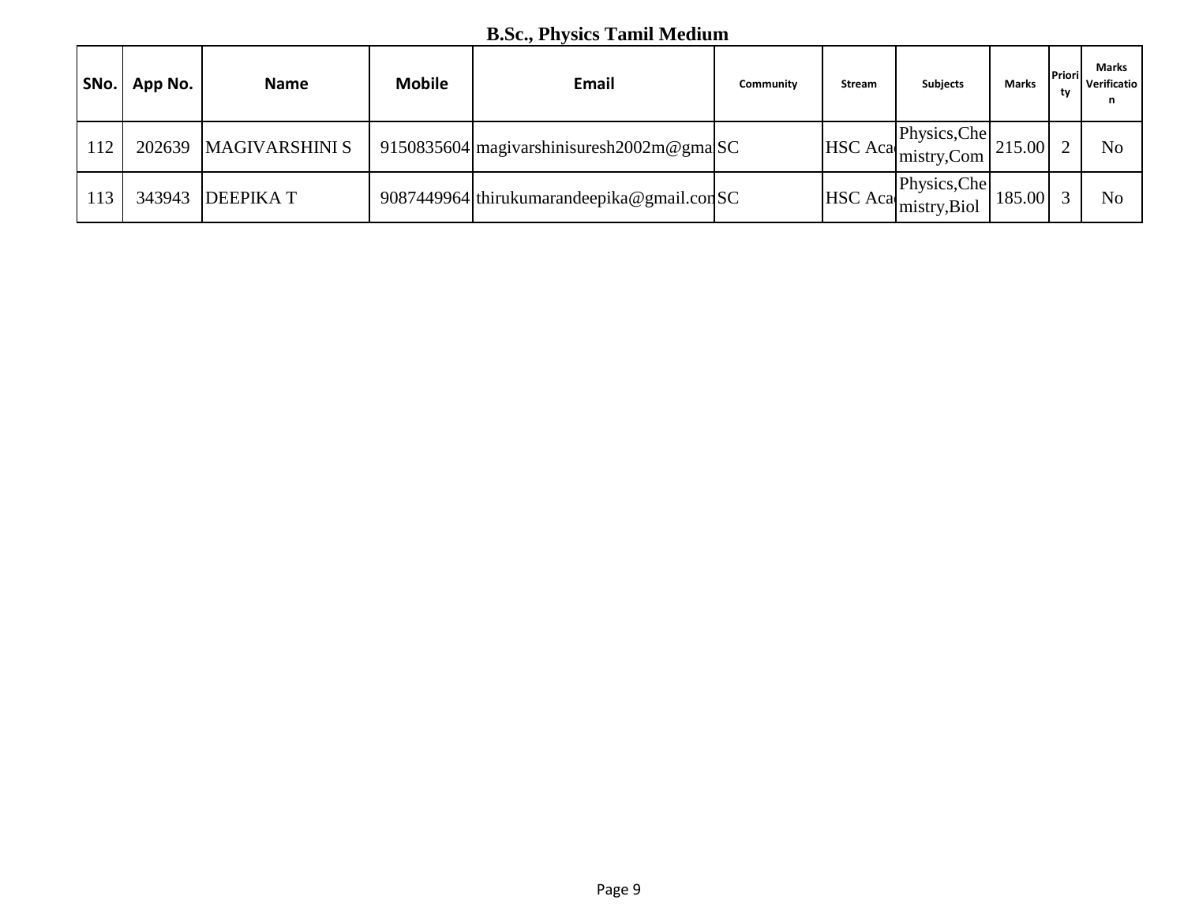**B.Sc., Physics Tamil Medium**

| SNo. | App No. | Name | Mobile | Email | Community | Stream | Subjects | Marks | Priority | Marks Verification |
|---|---|---|---|---|---|---|---|---|---|---|
| 112 | 202639 | MAGIVARSHINI S | 9150835604 | magivarshinisuresh2002m@gma | SC | HSC Aca | Physics,Chemistry,Com | 215.00 | 2 | No |
| 113 | 343943 | DEEPIKA T | 9087449964 | thirukumarandeepika@gmail.con | SC | HSC Aca | Physics,Chemistry,Biol | 185.00 | 3 | No |